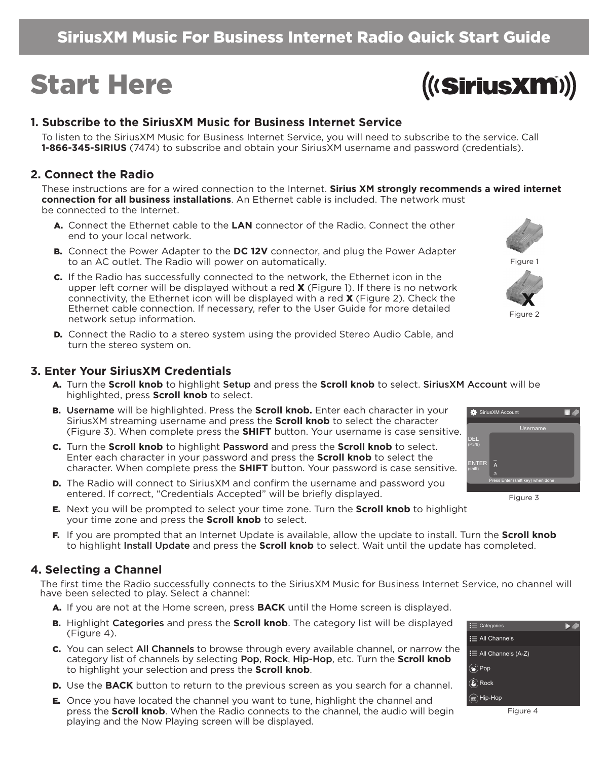# SiriusXM Music For Business Internet Radio Quick Start Guide

# Start Here

## 1. Subscribe to the SiriusXM Music for Business Internet Service

To listen to the SiriusXM Music for Business Internet Service, you will need to subscribe to the service. Call **1-866-345-SIRIUS** (7474) to subscribe and obtain your SiriusXM username and password (credentials).

## 2. Connect the Radio

These instructions are for a wired connection to the Internet. **Sirius XM strongly recommends a wired internet connection for all business installations**. An Ethernet cable is included. The network must be connected to the Internet.

**A.** Connect the Ethernet cable to the **LAN** connector of the Radio. Connect the other end to your local network.

**B.** Connect the Power Adapter to the **DC 12V** connector, and plug the Power Adapter to an AC outlet. The Radio will power on automatically.

**C.** If the Radio has successfully connected to the network, the Ethernet icon in the upper left corner will be displayed without a red **X** (Figure 1). If there is no network connectivity, the Ethernet icon will be displayed with a red **X** (Figure 2). Check the Ethernet cable connection. If necessary, refer to the User Guide for more detailed network setup information.

Figure 1

Figure 2

**D.** Connect the Radio to a stereo system using the provided Stereo Audio Cable, and turn the stereo system on.

## 3. Enter Your SiriusXM Credentials

**A.** Turn the **Scroll knob** to highlight Setup and press the **Scroll knob** to select. SiriusXM Account will be highlighted, press **Scroll knob** to select.

**B.** **Username** will be highlighted. Press the **Scroll knob.** Enter each character in your SiriusXM streaming username and press the **Scroll knob** to select the character (Figure 3). When complete press the **SHIFT** button. Your username is case sensitive.

**C.** Turn the **Scroll knob** to highlight Password and press the **Scroll knob** to select. Enter each character in your password and press the **Scroll knob** to select the character. When complete press the **SHIFT** button. Your password is case sensitive.

**D.** The Radio will connect to SiriusXM and confirm the username and password you entered. If correct, "Credentials Accepted" will be briefly displayed.

SiriusXM Account
Username
DEL (P3/8)
ENTER (shift)
A
a
Press Enter (shift key) when done.

Figure 3

**E.** Next you will be prompted to select your time zone. Turn the **Scroll knob** to highlight your time zone and press the **Scroll knob** to select.

**F.** If you are prompted that an Internet Update is available, allow the update to install. Turn the **Scroll knob** to highlight Install Update and press the **Scroll knob** to select. Wait until the update has completed.

## 4. Selecting a Channel

The first time the Radio successfully connects to the SiriusXM Music for Business Internet Service, no channel will have been selected to play. Select a channel:

**A.** If you are not at the Home screen, press **BACK** until the Home screen is displayed.

**B.** Highlight Categories and press the **Scroll knob**. The category list will be displayed (Figure 4).

**C.** You can select All Channels to browse through every available channel, or narrow the category list of channels by selecting Pop, Rock, Hip-Hop, etc. Turn the **Scroll knob** to highlight your selection and press the **Scroll knob**.

**D.** Use the **BACK** button to return to the previous screen as you search for a channel.

**E.** Once you have located the channel you want to tune, highlight the channel and press the **Scroll knob**. When the Radio connects to the channel, the audio will begin playing and the Now Playing screen will be displayed.

Categories
All Channels
All Channels (A-Z)
Pop
Rock
Hip-Hop

Figure 4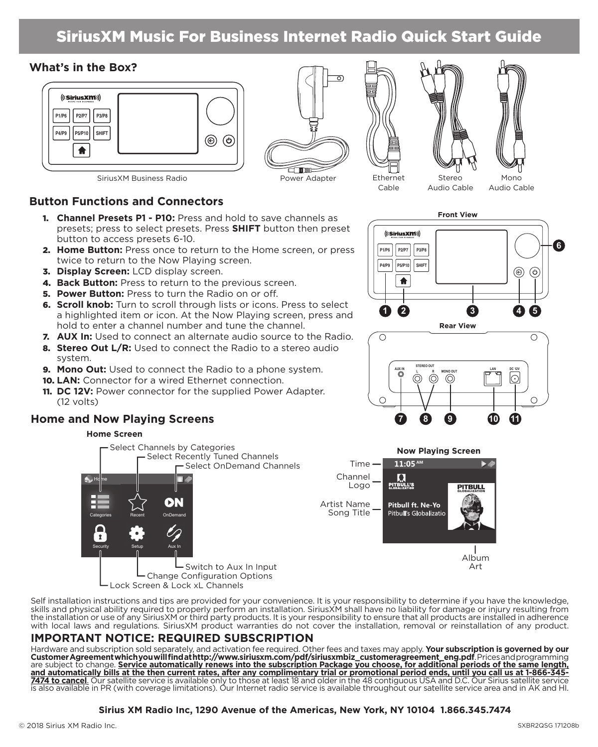# SiriusXM Music For Business Internet Radio Quick Start Guide

## What's in the Box?

SiriusXM Business Radio

Power Adapter

Ethernet Cable

Stereo Audio Cable

Mono Audio Cable

## Button Functions and Connectors

1. **Channel Presets P1 - P10:** Press and hold to save channels as presets; press to select presets. Press **SHIFT** button then preset button to access presets 6-10.
2. **Home Button:** Press once to return to the Home screen, or press twice to return to the Now Playing screen.
3. **Display Screen:** LCD display screen.
4. **Back Button:** Press to return to the previous screen.
5. **Power Button:** Press to turn the Radio on or off.
6. **Scroll knob:** Turn to scroll through lists or icons. Press to select a highlighted item or icon. At the Now Playing screen, press and hold to enter a channel number and tune the channel.
7. **AUX In:** Used to connect an alternate audio source to the Radio.
8. **Stereo Out L/R:** Used to connect the Radio to a stereo audio system.
9. **Mono Out:** Used to connect the Radio to a phone system.
10. **LAN:** Connector for a wired Ethernet connection.
11. **DC 12V:** Power connector for the supplied Power Adapter. (12 volts)

Front View

P1/P6 P2/P7 P3/P8 P4/P9 P5/P10 SHIFT

Rear View

AUX IN STEREO OUT L R MONO OUT LAN DC 12V

## Home and Now Playing Screens

**Home Screen**

- Select Channels by Categories
- Select Recently Tuned Channels
- Select OnDemand Channels
- Switch to Aux In Input
- Change Configuration Options
- Lock Screen & Lock xL Channels

Home: Categories, Recent, OnDemand, Security, Setup, Aux In

**Now Playing Screen**

- Time
- Channel Logo
- Artist Name
- Song Title
- Album Art

11:05 AM

Pitbull ft. Ne-Yo

Pitbull's Globalizatio

Self installation instructions and tips are provided for your convenience. It is your responsibility to determine if you have the knowledge, skills and physical ability required to properly perform an installation. SiriusXM shall have no liability for damage or injury resulting from the installation or use of any SiriusXM or third party products. It is your responsibility to ensure that all products are installed in adherence with local laws and regulations. SiriusXM product warranties do not cover the installation, removal or reinstallation of any product.

## IMPORTANT NOTICE: REQUIRED SUBSCRIPTION

Hardware and subscription sold separately, and activation fee required. Other fees and taxes may apply. **Your subscription is governed by our Customer Agreement which you will find at http://www.siriusxm.com/pdf/siriusxmbiz_customeragreement_eng.pdf**. Prices and programming are subject to change. **Service automatically renews into the subscription Package you choose, for additional periods of the same length, and automatically bills at the then current rates, after any complimentary trial or promotional period ends, until you call us at 1-866-345-7474 to cancel**. Our satellite service is available only to those at least 18 and older in the 48 contiguous USA and D.C. Our Sirius satellite service is also available in PR (with coverage limitations). Our Internet radio service is available throughout our satellite service area and in AK and HI.

**Sirius XM Radio Inc, 1290 Avenue of the Americas, New York, NY 10104 1.866.345.7474**

© 2018 Sirius XM Radio Inc. SXBR2QSG 171208b